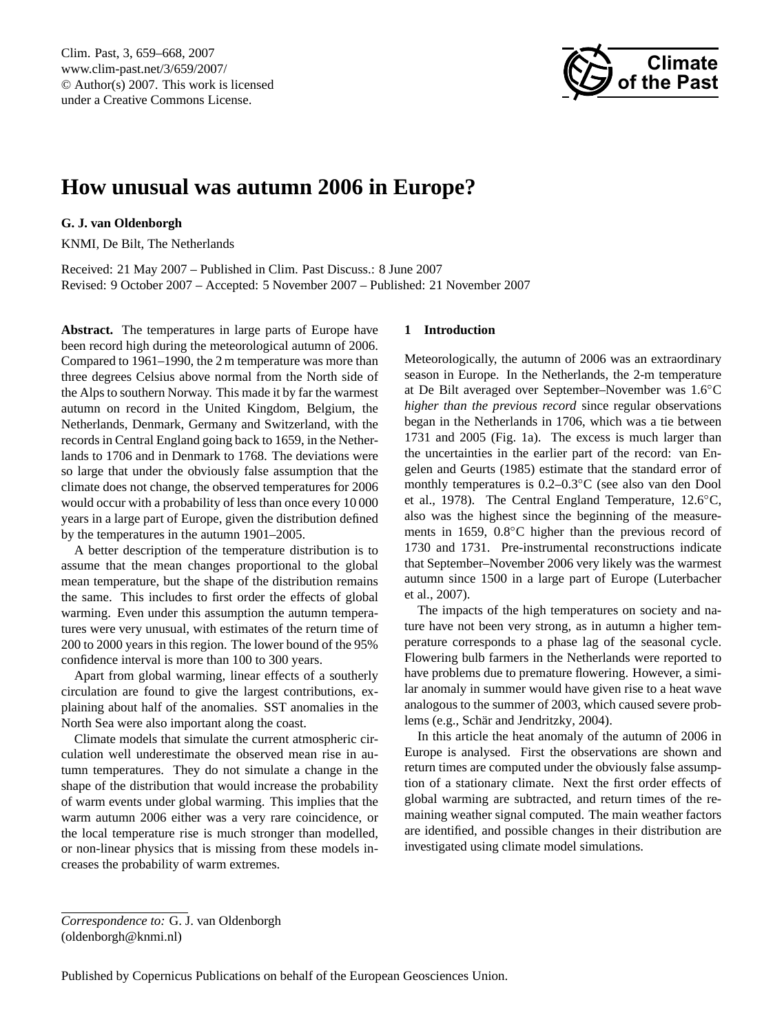# How unusual was autumn 2006 in Europe?

**G. J. van Oldenborgh**

KNMI, De Bilt, The Netherlands

Received: 21 May 2007 – Published in Clim. Past Discuss.: 8 June 2007
Revised: 9 October 2007 – Accepted: 5 November 2007 – Published: 21 November 2007

**Abstract.** The temperatures in large parts of Europe have been record high during the meteorological autumn of 2006. Compared to 1961–1990, the 2 m temperature was more than three degrees Celsius above normal from the North side of the Alps to southern Norway. This made it by far the warmest autumn on record in the United Kingdom, Belgium, the Netherlands, Denmark, Germany and Switzerland, with the records in Central England going back to 1659, in the Netherlands to 1706 and in Denmark to 1768. The deviations were so large that under the obviously false assumption that the climate does not change, the observed temperatures for 2006 would occur with a probability of less than once every 10 000 years in a large part of Europe, given the distribution defined by the temperatures in the autumn 1901–2005.

A better description of the temperature distribution is to assume that the mean changes proportional to the global mean temperature, but the shape of the distribution remains the same. This includes to first order the effects of global warming. Even under this assumption the autumn temperatures were very unusual, with estimates of the return time of 200 to 2000 years in this region. The lower bound of the 95% confidence interval is more than 100 to 300 years.

Apart from global warming, linear effects of a southerly circulation are found to give the largest contributions, explaining about half of the anomalies. SST anomalies in the North Sea were also important along the coast.

Climate models that simulate the current atmospheric circulation well underestimate the observed mean rise in autumn temperatures. They do not simulate a change in the shape of the distribution that would increase the probability of warm events under global warming. This implies that the warm autumn 2006 either was a very rare coincidence, or the local temperature rise is much stronger than modelled, or non-linear physics that is missing from these models increases the probability of warm extremes.

## 1 Introduction

Meteorologically, the autumn of 2006 was an extraordinary season in Europe. In the Netherlands, the 2-m temperature at De Bilt averaged over September–November was 1.6°C *higher than the previous record* since regular observations began in the Netherlands in 1706, which was a tie between 1731 and 2005 (Fig. 1a). The excess is much larger than the uncertainties in the earlier part of the record: van Engelen and Geurts (1985) estimate that the standard error of monthly temperatures is 0.2–0.3°C (see also van den Dool et al., 1978). The Central England Temperature, 12.6°C, also was the highest since the beginning of the measurements in 1659, 0.8°C higher than the previous record of 1730 and 1731. Pre-instrumental reconstructions indicate that September–November 2006 very likely was the warmest autumn since 1500 in a large part of Europe (Luterbacher et al., 2007).

The impacts of the high temperatures on society and nature have not been very strong, as in autumn a higher temperature corresponds to a phase lag of the seasonal cycle. Flowering bulb farmers in the Netherlands were reported to have problems due to premature flowering. However, a similar anomaly in summer would have given rise to a heat wave analogous to the summer of 2003, which caused severe problems (e.g., Schär and Jendritzky, 2004).

In this article the heat anomaly of the autumn of 2006 in Europe is analysed. First the observations are shown and return times are computed under the obviously false assumption of a stationary climate. Next the first order effects of global warming are subtracted, and return times of the remaining weather signal computed. The main weather factors are identified, and possible changes in their distribution are investigated using climate model simulations.

*Correspondence to:* G. J. van Oldenborgh
(oldenborgh@knmi.nl)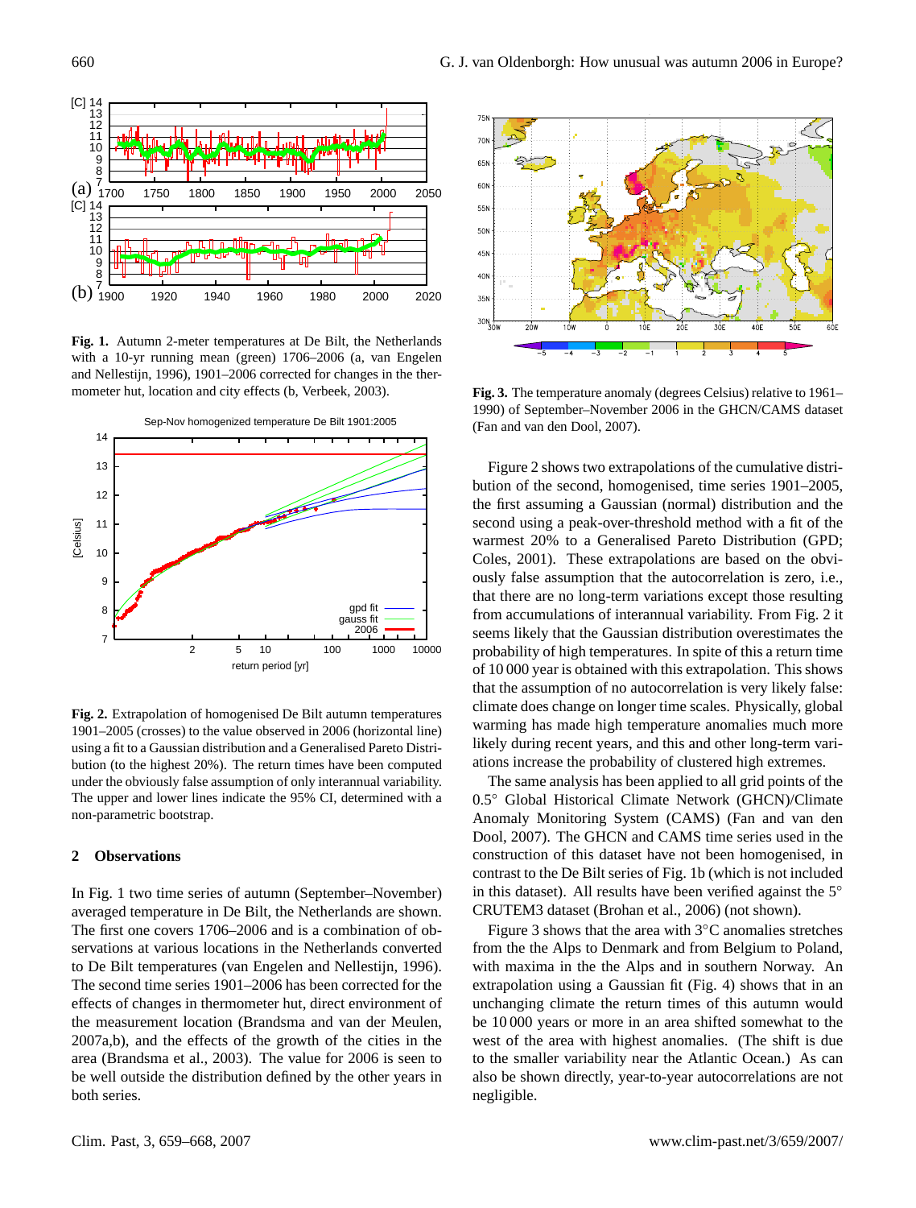**Fig. 1.** Autumn 2-meter temperatures at De Bilt, the Netherlands with a 10-yr running mean (green) 1706–2006 (a, van Engelen and Nellestijn, 1996), 1901–2006 corrected for changes in the thermometer hut, location and city effects (b, Verbeek, 2003).

**Fig. 2.** Extrapolation of homogenised De Bilt autumn temperatures 1901–2005 (crosses) to the value observed in 2006 (horizontal line) using a fit to a Gaussian distribution and a Generalised Pareto Distribution (to the highest 20%). The return times have been computed under the obviously false assumption of only interannual variability. The upper and lower lines indicate the 95% CI, determined with a non-parametric bootstrap.

## 2 Observations

In Fig. 1 two time series of autumn (September–November) averaged temperature in De Bilt, the Netherlands are shown. The first one covers 1706–2006 and is a combination of observations at various locations in the Netherlands converted to De Bilt temperatures (van Engelen and Nellestijn, 1996). The second time series 1901–2006 has been corrected for the effects of changes in thermometer hut, direct environment of the measurement location (Brandsma and van der Meulen, 2007a,b), and the effects of the growth of the cities in the area (Brandsma et al., 2003). The value for 2006 is seen to be well outside the distribution defined by the other years in both series.

**Fig. 3.** The temperature anomaly (degrees Celsius) relative to 1961–1990) of September–November 2006 in the GHCN/CAMS dataset (Fan and van den Dool, 2007).

Figure 2 shows two extrapolations of the cumulative distribution of the second, homogenised, time series 1901–2005, the first assuming a Gaussian (normal) distribution and the second using a fit of the warmest 20% to a Generalised Pareto Distribution (GPD; Coles, 2001). These extrapolations are based on the obviously false assumption that the autocorrelation is zero, i.e., that there are no long-term variations except those resulting from accumulations of interannual variability. From Fig. 2 it seems likely that the Gaussian distribution overestimates the probability of high temperatures. In spite of this a return time of 10 000 year is obtained with this extrapolation. This shows that the assumption of no autocorrelation is very likely false: climate does change on longer time scales. Physically, global warming has made high temperature anomalies much more likely during recent years, and this and other long-term variations increase the probability of clustered high extremes.

The same analysis has been applied to all grid points of the 0.5° Global Historical Climate Network (GHCN)/Climate Anomaly Monitoring System (CAMS) (Fan and van den Dool, 2007). The GHCN and CAMS time series used in the construction of this dataset have not been homogenised, in contrast to the De Bilt series of Fig. 1b (which is not included in this dataset). All results have been verified against the 5° CRUTEM3 dataset (Brohan et al., 2006) (not shown).

Figure 3 shows that the area with 3°C anomalies stretches from the the Alps to Denmark and from Belgium to Poland, with maxima in the the Alps and in southern Norway. An extrapolation using a Gaussian fit (Fig. 4) shows that in an unchanging climate the return times of this autumn would be 10 000 years or more in an area shifted somewhat to the west of the area with highest anomalies. (The shift is due to the smaller variability near the Atlantic Ocean.) As can also be shown directly, year-to-year autocorrelations are not negligible.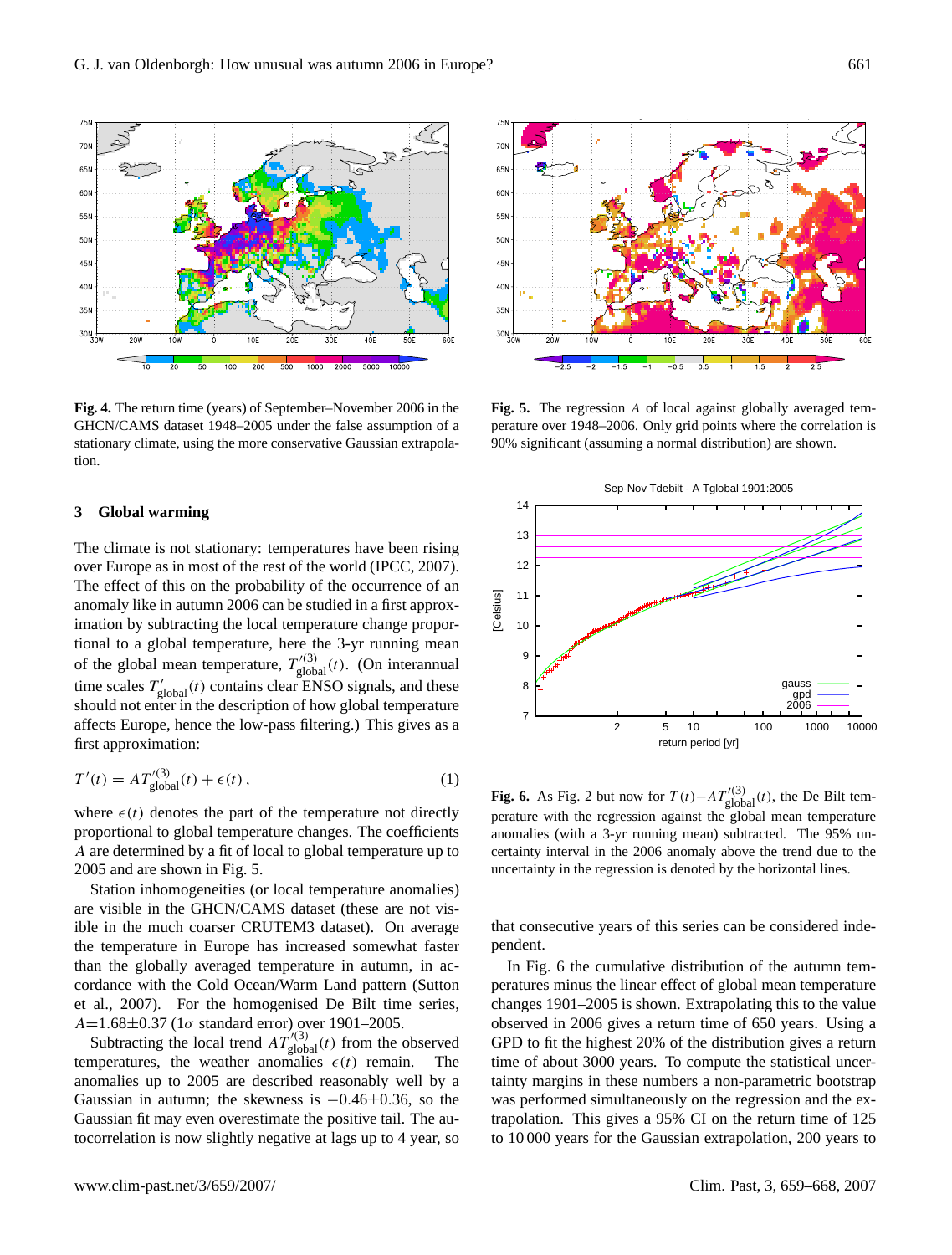Fig. 4. The return time (years) of September–November 2006 in the GHCN/CAMS dataset 1948–2005 under the false assumption of a stationary climate, using the more conservative Gaussian extrapolation.

Fig. 5. The regression $A$ of local against globally averaged temperature over 1948–2006. Only grid points where the correlation is 90% significant (assuming a normal distribution) are shown.

## 3 Global warming

The climate is not stationary: temperatures have been rising over Europe as in most of the rest of the world (IPCC, 2007). The effect of this on the probability of the occurrence of an anomaly like in autumn 2006 can be studied in a first approximation by subtracting the local temperature change proportional to a global temperature, here the 3-yr running mean of the global mean temperature, $T'^{(3)}_{\text{global}}(t)$. (On interannual time scales $T'_{\text{global}}(t)$ contains clear ENSO signals, and these should not enter in the description of how global temperature affects Europe, hence the low-pass filtering.) This gives as a first approximation:

$$T'(t) = AT'^{(3)}_{\text{global}}(t) + \epsilon(t)\,, \tag{1}$$

where $\epsilon(t)$ denotes the part of the temperature not directly proportional to global temperature changes. The coefficients $A$ are determined by a fit of local to global temperature up to 2005 and are shown in Fig. 5.

Station inhomogeneities (or local temperature anomalies) are visible in the GHCN/CAMS dataset (these are not visible in the much coarser CRUTEM3 dataset). On average the temperature in Europe has increased somewhat faster than the globally averaged temperature in autumn, in accordance with the Cold Ocean/Warm Land pattern (Sutton et al., 2007). For the homogenised De Bilt time series, $A$=1.68±0.37 (1$\sigma$ standard error) over 1901–2005.

Subtracting the local trend $AT'^{(3)}_{\text{global}}(t)$ from the observed temperatures, the weather anomalies $\epsilon(t)$ remain. The anomalies up to 2005 are described reasonably well by a Gaussian in autumn; the skewness is $-0.46\pm0.36$, so the Gaussian fit may even overestimate the positive tail. The autocorrelation is now slightly negative at lags up to 4 year, so that consecutive years of this series can be considered independent.

Fig. 6. As Fig. 2 but now for $T(t)-AT'^{(3)}_{\text{global}}(t)$, the De Bilt temperature with the regression against the global mean temperature anomalies (with a 3-yr running mean) subtracted. The 95% uncertainty interval in the 2006 anomaly above the trend due to the uncertainty in the regression is denoted by the horizontal lines.

In Fig. 6 the cumulative distribution of the autumn temperatures minus the linear effect of global mean temperature changes 1901–2005 is shown. Extrapolating this to the value observed in 2006 gives a return time of 650 years. Using a GPD to fit the highest 20% of the distribution gives a return time of about 3000 years. To compute the statistical uncertainty margins in these numbers a non-parametric bootstrap was performed simultaneously on the regression and the extrapolation. This gives a 95% CI on the return time of 125 to 10 000 years for the Gaussian extrapolation, 200 years to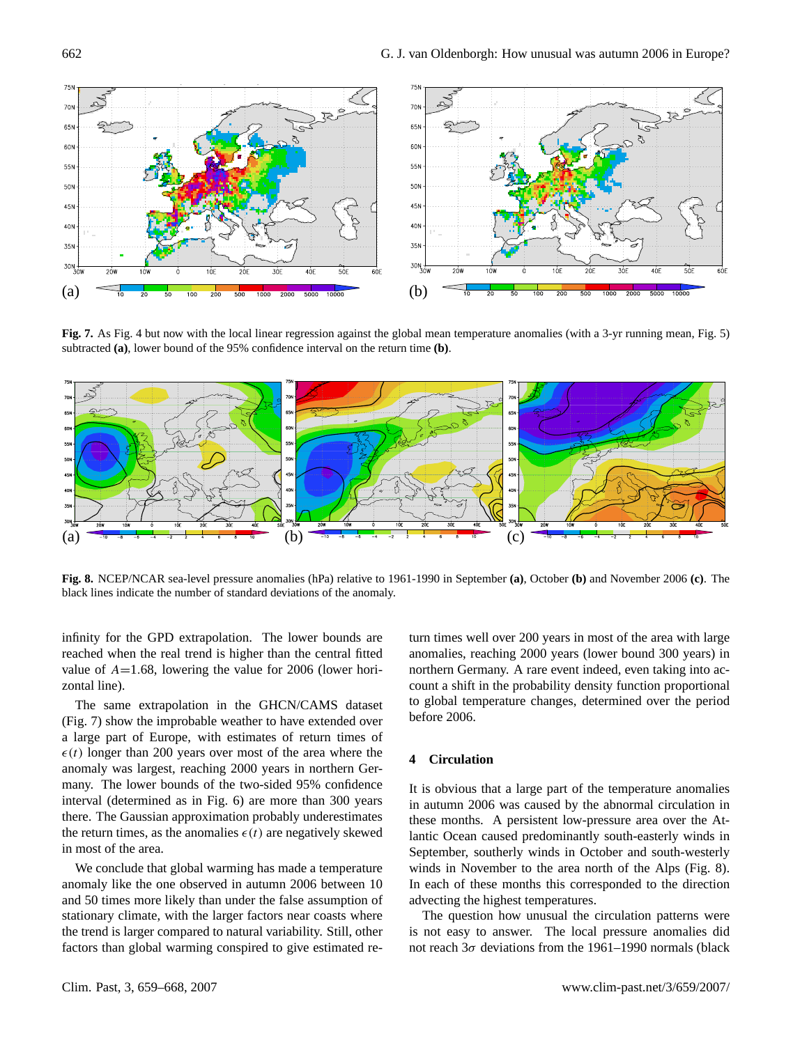**Fig. 7.** As Fig. 4 but now with the local linear regression against the global mean temperature anomalies (with a 3-yr running mean, Fig. 5) subtracted **(a)**, lower bound of the 95% confidence interval on the return time **(b)**.

**Fig. 8.** NCEP/NCAR sea-level pressure anomalies (hPa) relative to 1961-1990 in September **(a)**, October **(b)** and November 2006 **(c)**. The black lines indicate the number of standard deviations of the anomaly.

infinity for the GPD extrapolation. The lower bounds are reached when the real trend is higher than the central fitted value of $A$=1.68, lowering the value for 2006 (lower horizontal line).

The same extrapolation in the GHCN/CAMS dataset (Fig. 7) show the improbable weather to have extended over a large part of Europe, with estimates of return times of $\epsilon(t)$ longer than 200 years over most of the area where the anomaly was largest, reaching 2000 years in northern Germany. The lower bounds of the two-sided 95% confidence interval (determined as in Fig. 6) are more than 300 years there. The Gaussian approximation probably underestimates the return times, as the anomalies $\epsilon(t)$ are negatively skewed in most of the area.

We conclude that global warming has made a temperature anomaly like the one observed in autumn 2006 between 10 and 50 times more likely than under the false assumption of stationary climate, with the larger factors near coasts where the trend is larger compared to natural variability. Still, other factors than global warming conspired to give estimated return times well over 200 years in most of the area with large anomalies, reaching 2000 years (lower bound 300 years) in northern Germany. A rare event indeed, even taking into account a shift in the probability density function proportional to global temperature changes, determined over the period before 2006.

## 4 Circulation

It is obvious that a large part of the temperature anomalies in autumn 2006 was caused by the abnormal circulation in these months. A persistent low-pressure area over the Atlantic Ocean caused predominantly south-easterly winds in September, southerly winds in October and south-westerly winds in November to the area north of the Alps (Fig. 8). In each of these months this corresponded to the direction advecting the highest temperatures.

The question how unusual the circulation patterns were is not easy to answer. The local pressure anomalies did not reach $3\sigma$ deviations from the 1961–1990 normals (black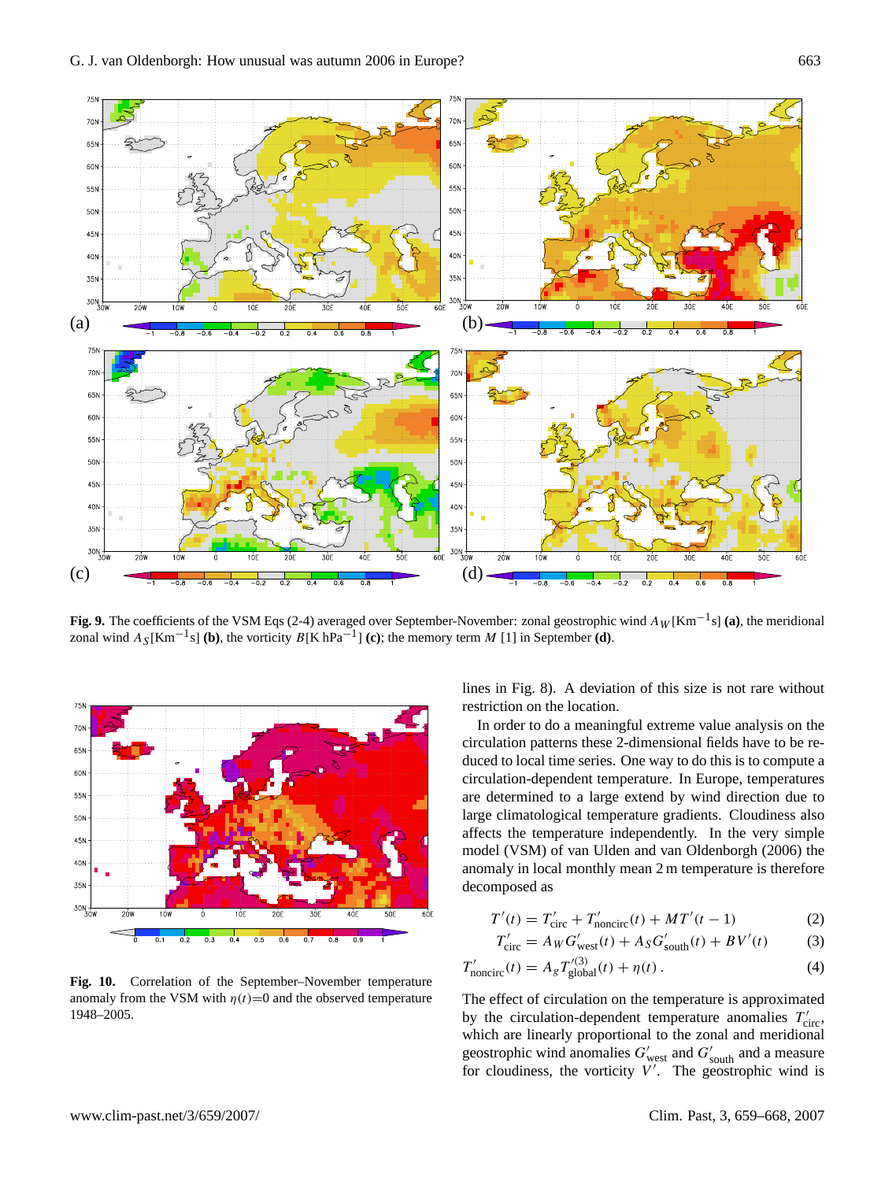**Fig. 9.** The coefficients of the VSM Eqs (2-4) averaged over September-November: zonal geostrophic wind $A_W$[Km$^{-1}$s] **(a)**, the meridional zonal wind $A_S$[Km$^{-1}$s] **(b)**, the vorticity $B$[K hPa$^{-1}$] **(c)**; the memory term $M$ [1] in September **(d)**.

**Fig. 10.** Correlation of the September–November temperature anomaly from the VSM with $\eta(t)$=0 and the observed temperature 1948–2005.

lines in Fig. 8). A deviation of this size is not rare without restriction on the location.

In order to do a meaningful extreme value analysis on the circulation patterns these 2-dimensional fields have to be reduced to local time series. One way to do this is to compute a circulation-dependent temperature. In Europe, temperatures are determined to a large extend by wind direction due to large climatological temperature gradients. Cloudiness also affects the temperature independently. In the very simple model (VSM) of van Ulden and van Oldenborgh (2006) the anomaly in local monthly mean 2 m temperature is therefore decomposed as

$$T'(t) = T'_{\rm circ} + T'_{\rm noncirc}(t) + MT'(t-1) \quad (2)$$

$$T'_{\rm circ} = A_W G'_{\rm west}(t) + A_S G'_{\rm south}(t) + BV'(t) \quad (3)$$

$$T'_{\rm noncirc}(t) = A_g T'^{(3)}_{\rm global}(t) + \eta(t)\,. \quad (4)$$

The effect of circulation on the temperature is approximated by the circulation-dependent temperature anomalies $T'_{\rm circ}$, which are linearly proportional to the zonal and meridional geostrophic wind anomalies $G'_{\rm west}$ and $G'_{\rm south}$ and a measure for cloudiness, the vorticity $V'$. The geostrophic wind is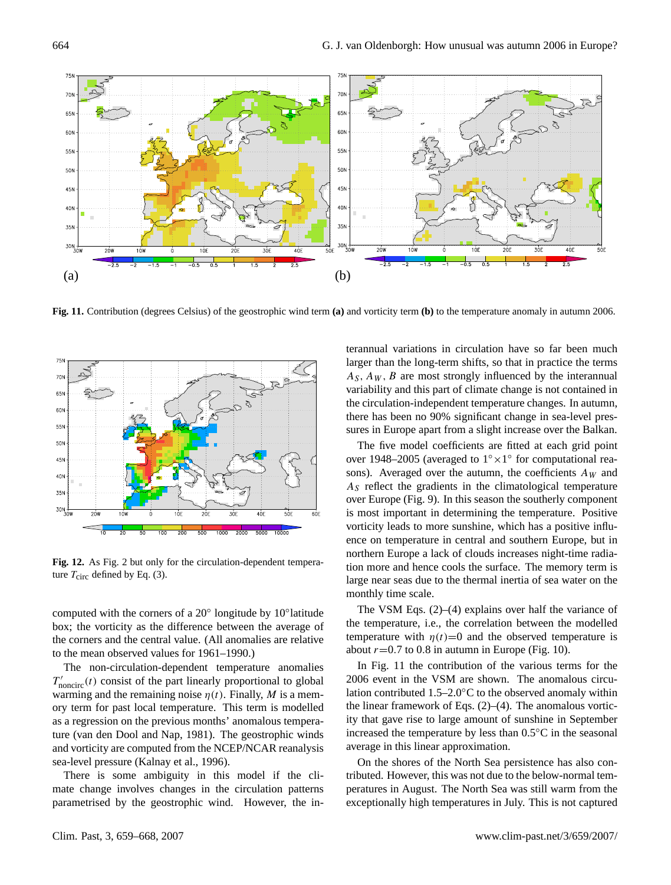**Fig. 11.** Contribution (degrees Celsius) of the geostrophic wind term **(a)** and vorticity term **(b)** to the temperature anomaly in autumn 2006.

**Fig. 12.** As Fig. 2 but only for the circulation-dependent temperature $T_{\text{circ}}$ defined by Eq. (3).

computed with the corners of a 20° longitude by 10°latitude box; the vorticity as the difference between the average of the corners and the central value. (All anomalies are relative to the mean observed values for 1961–1990.)

The non-circulation-dependent temperature anomalies $T'_{\text{noncirc}}(t)$ consist of the part linearly proportional to global warming and the remaining noise $\eta(t)$. Finally, $M$ is a memory term for past local temperature. This term is modelled as a regression on the previous months' anomalous temperature (van den Dool and Nap, 1981). The geostrophic winds and vorticity are computed from the NCEP/NCAR reanalysis sea-level pressure (Kalnay et al., 1996).

There is some ambiguity in this model if the climate change involves changes in the circulation patterns parametrised by the geostrophic wind. However, the interannual variations in circulation have so far been much larger than the long-term shifts, so that in practice the terms $A_S$, $A_W$, $B$ are most strongly influenced by the interannual variability and this part of climate change is not contained in the circulation-independent temperature changes. In autumn, there has been no 90% significant change in sea-level pressures in Europe apart from a slight increase over the Balkan.

The five model coefficients are fitted at each grid point over 1948–2005 (averaged to $1°\times1°$ for computational reasons). Averaged over the autumn, the coefficients $A_W$ and $A_S$ reflect the gradients in the climatological temperature over Europe (Fig. 9). In this season the southerly component is most important in determining the temperature. Positive vorticity leads to more sunshine, which has a positive influence on temperature in central and southern Europe, but in northern Europe a lack of clouds increases night-time radiation more and hence cools the surface. The memory term is large near seas due to the thermal inertia of sea water on the monthly time scale.

The VSM Eqs. (2)–(4) explains over half the variance of the temperature, i.e., the correlation between the modelled temperature with $\eta(t)=0$ and the observed temperature is about $r=0.7$ to 0.8 in autumn in Europe (Fig. 10).

In Fig. 11 the contribution of the various terms for the 2006 event in the VSM are shown. The anomalous circulation contributed 1.5–2.0°C to the observed anomaly within the linear framework of Eqs. (2)–(4). The anomalous vorticity that gave rise to large amount of sunshine in September increased the temperature by less than 0.5°C in the seasonal average in this linear approximation.

On the shores of the North Sea persistence has also contributed. However, this was not due to the below-normal temperatures in August. The North Sea was still warm from the exceptionally high temperatures in July. This is not captured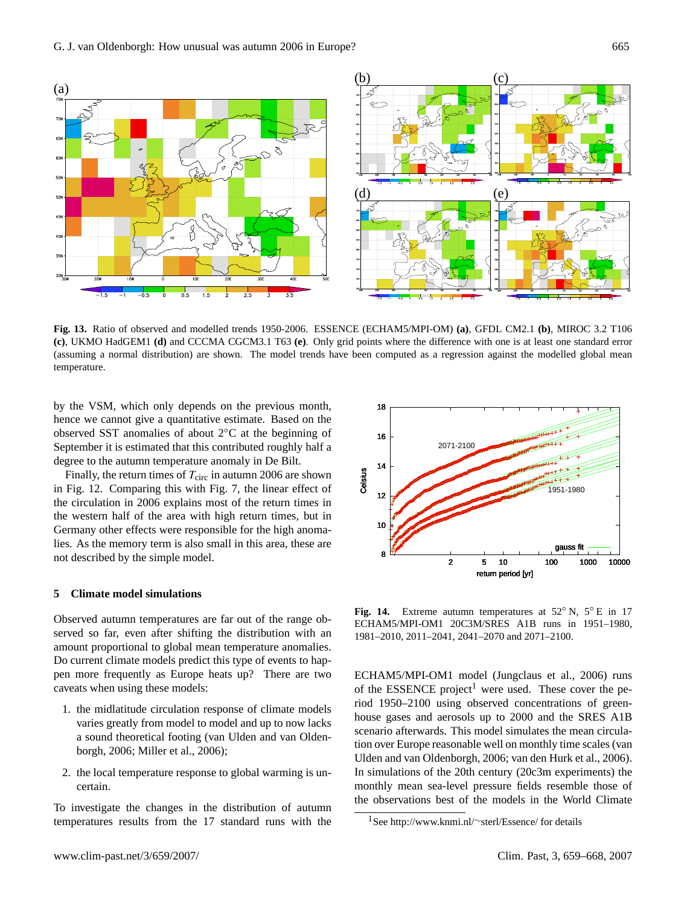Fig. 13. Ratio of observed and modelled trends 1950-2006. ESSENCE (ECHAM5/MPI-OM) **(a)**, GFDL CM2.1 **(b)**, MIROC 3.2 T106 **(c)**, UKMO HadGEM1 **(d)** and CCCMA CGCM3.1 T63 **(e)**. Only grid points where the difference with one is at least one standard error (assuming a normal distribution) are shown. The model trends have been computed as a regression against the modelled global mean temperature.

by the VSM, which only depends on the previous month, hence we cannot give a quantitative estimate. Based on the observed SST anomalies of about 2°C at the beginning of September it is estimated that this contributed roughly half a degree to the autumn temperature anomaly in De Bilt.

Finally, the return times of $T_{circ}$ in autumn 2006 are shown in Fig. 12. Comparing this with Fig. 7, the linear effect of the circulation in 2006 explains most of the return times in the western half of the area with high return times, but in Germany other effects were responsible for the high anomalies. As the memory term is also small in this area, these are not described by the simple model.

## 5 Climate model simulations

Observed autumn temperatures are far out of the range observed so far, even after shifting the distribution with an amount proportional to global mean temperature anomalies. Do current climate models predict this type of events to happen more frequently as Europe heats up? There are two caveats when using these models:

1. the midlatitude circulation response of climate models varies greatly from model to model and up to now lacks a sound theoretical footing (van Ulden and van Oldenborgh, 2006; Miller et al., 2006);
2. the local temperature response to global warming is uncertain.

To investigate the changes in the distribution of autumn temperatures results from the 17 standard runs with the ECHAM5/MPI-OM1 model (Jungclaus et al., 2006) runs of the ESSENCE project[1] were used. These cover the period 1950–2100 using observed concentrations of greenhouse gases and aerosols up to 2000 and the SRES A1B scenario afterwards. This model simulates the mean circulation over Europe reasonable well on monthly time scales (van Ulden and van Oldenborgh, 2006; van den Hurk et al., 2006). In simulations of the 20th century (20c3m experiments) the monthly mean sea-level pressure fields resemble those of the observations best of the models in the World Climate

Fig. 14. Extreme autumn temperatures at 52° N, 5° E in 17 ECHAM5/MPI-OM1 20C3M/SRES A1B runs in 1951–1980, 1981–2010, 2011–2041, 2041–2070 and 2071–2100.

[1] See http://www.knmi.nl/~sterl/Essence/ for details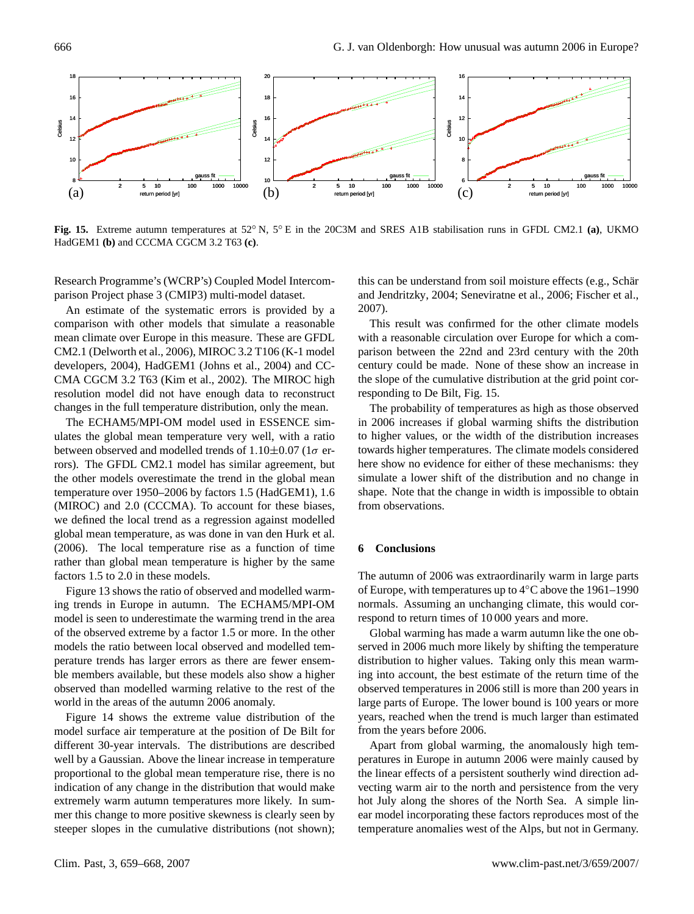**Fig. 15.** Extreme autumn temperatures at 52° N, 5° E in the 20C3M and SRES A1B stabilisation runs in GFDL CM2.1 **(a)**, UKMO HadGEM1 **(b)** and CCCMA CGCM 3.2 T63 **(c)**.

Research Programme's (WCRP's) Coupled Model Intercomparison Project phase 3 (CMIP3) multi-model dataset.

An estimate of the systematic errors is provided by a comparison with other models that simulate a reasonable mean climate over Europe in this measure. These are GFDL CM2.1 (Delworth et al., 2006), MIROC 3.2 T106 (K-1 model developers, 2004), HadGEM1 (Johns et al., 2004) and CCCMA CGCM 3.2 T63 (Kim et al., 2002). The MIROC high resolution model did not have enough data to reconstruct changes in the full temperature distribution, only the mean.

The ECHAM5/MPI-OM model used in ESSENCE simulates the global mean temperature very well, with a ratio between observed and modelled trends of $1.10\pm0.07$ ($1\sigma$ errors). The GFDL CM2.1 model has similar agreement, but the other models overestimate the trend in the global mean temperature over 1950–2006 by factors 1.5 (HadGEM1), 1.6 (MIROC) and 2.0 (CCCMA). To account for these biases, we defined the local trend as a regression against modelled global mean temperature, as was done in van den Hurk et al. (2006). The local temperature rise as a function of time rather than global mean temperature is higher by the same factors 1.5 to 2.0 in these models.

Figure 13 shows the ratio of observed and modelled warming trends in Europe in autumn. The ECHAM5/MPI-OM model is seen to underestimate the warming trend in the area of the observed extreme by a factor 1.5 or more. In the other models the ratio between local observed and modelled temperature trends has larger errors as there are fewer ensemble members available, but these models also show a higher observed than modelled warming relative to the rest of the world in the areas of the autumn 2006 anomaly.

Figure 14 shows the extreme value distribution of the model surface air temperature at the position of De Bilt for different 30-year intervals. The distributions are described well by a Gaussian. Above the linear increase in temperature proportional to the global mean temperature rise, there is no indication of any change in the distribution that would make extremely warm autumn temperatures more likely. In summer this change to more positive skewness is clearly seen by steeper slopes in the cumulative distributions (not shown); this can be understand from soil moisture effects (e.g., Schär and Jendritzky, 2004; Seneviratne et al., 2006; Fischer et al., 2007).

This result was confirmed for the other climate models with a reasonable circulation over Europe for which a comparison between the 22nd and 23rd century with the 20th century could be made. None of these show an increase in the slope of the cumulative distribution at the grid point corresponding to De Bilt, Fig. 15.

The probability of temperatures as high as those observed in 2006 increases if global warming shifts the distribution to higher values, or the width of the distribution increases towards higher temperatures. The climate models considered here show no evidence for either of these mechanisms: they simulate a lower shift of the distribution and no change in shape. Note that the change in width is impossible to obtain from observations.

## 6 Conclusions

The autumn of 2006 was extraordinarily warm in large parts of Europe, with temperatures up to 4°C above the 1961–1990 normals. Assuming an unchanging climate, this would correspond to return times of 10 000 years and more.

Global warming has made a warm autumn like the one observed in 2006 much more likely by shifting the temperature distribution to higher values. Taking only this mean warming into account, the best estimate of the return time of the observed temperatures in 2006 still is more than 200 years in large parts of Europe. The lower bound is 100 years or more years, reached when the trend is much larger than estimated from the years before 2006.

Apart from global warming, the anomalously high temperatures in Europe in autumn 2006 were mainly caused by the linear effects of a persistent southerly wind direction advecting warm air to the north and persistence from the very hot July along the shores of the North Sea. A simple linear model incorporating these factors reproduces most of the temperature anomalies west of the Alps, but not in Germany.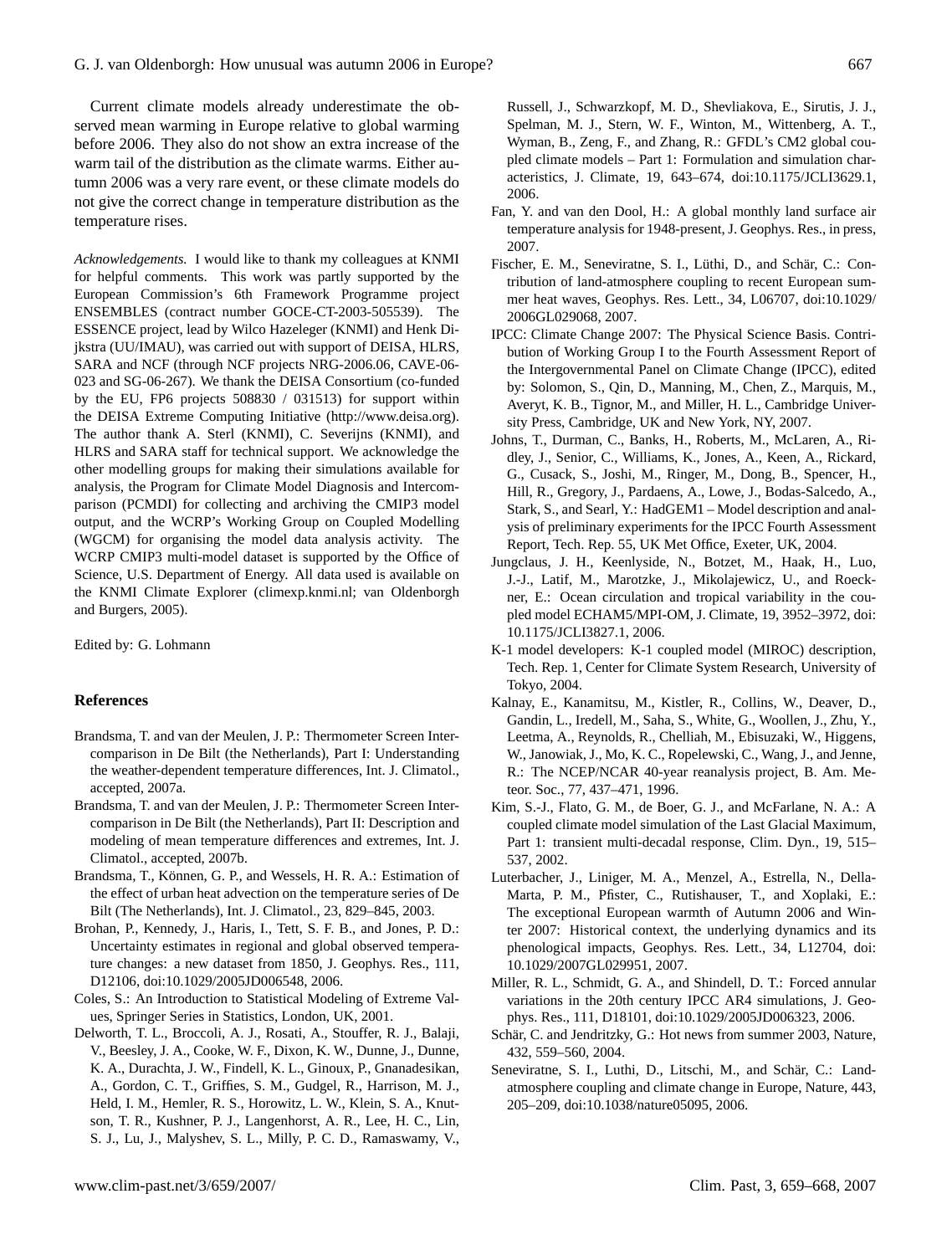Current climate models already underestimate the observed mean warming in Europe relative to global warming before 2006. They also do not show an extra increase of the warm tail of the distribution as the climate warms. Either autumn 2006 was a very rare event, or these climate models do not give the correct change in temperature distribution as the temperature rises.

*Acknowledgements.* I would like to thank my colleagues at KNMI for helpful comments. This work was partly supported by the European Commission's 6th Framework Programme project ENSEMBLES (contract number GOCE-CT-2003-505539). The ESSENCE project, lead by Wilco Hazeleger (KNMI) and Henk Dijkstra (UU/IMAU), was carried out with support of DEISA, HLRS, SARA and NCF (through NCF projects NRG-2006.06, CAVE-06-023 and SG-06-267). We thank the DEISA Consortium (co-funded by the EU, FP6 projects 508830 / 031513) for support within the DEISA Extreme Computing Initiative (http://www.deisa.org). The author thank A. Sterl (KNMI), C. Severijns (KNMI), and HLRS and SARA staff for technical support. We acknowledge the other modelling groups for making their simulations available for analysis, the Program for Climate Model Diagnosis and Intercomparison (PCMDI) for collecting and archiving the CMIP3 model output, and the WCRP's Working Group on Coupled Modelling (WGCM) for organising the model data analysis activity. The WCRP CMIP3 multi-model dataset is supported by the Office of Science, U.S. Department of Energy. All data used is available on the KNMI Climate Explorer (climexp.knmi.nl; van Oldenborgh and Burgers, 2005).

Edited by: G. Lohmann

## References

Brandsma, T. and van der Meulen, J. P.: Thermometer Screen Intercomparison in De Bilt (the Netherlands), Part I: Understanding the weather-dependent temperature differences, Int. J. Climatol., accepted, 2007a.

Brandsma, T. and van der Meulen, J. P.: Thermometer Screen Intercomparison in De Bilt (the Netherlands), Part II: Description and modeling of mean temperature differences and extremes, Int. J. Climatol., accepted, 2007b.

Brandsma, T., Können, G. P., and Wessels, H. R. A.: Estimation of the effect of urban heat advection on the temperature series of De Bilt (The Netherlands), Int. J. Climatol., 23, 829–845, 2003.

Brohan, P., Kennedy, J., Haris, I., Tett, S. F. B., and Jones, P. D.: Uncertainty estimates in regional and global observed temperature changes: a new dataset from 1850, J. Geophys. Res., 111, D12106, doi:10.1029/2005JD006548, 2006.

Coles, S.: An Introduction to Statistical Modeling of Extreme Values, Springer Series in Statistics, London, UK, 2001.

Delworth, T. L., Broccoli, A. J., Rosati, A., Stouffer, R. J., Balaji, V., Beesley, J. A., Cooke, W. F., Dixon, K. W., Dunne, J., Dunne, K. A., Durachta, J. W., Findell, K. L., Ginoux, P., Gnanadesikan, A., Gordon, C. T., Griffies, S. M., Gudgel, R., Harrison, M. J., Held, I. M., Hemler, R. S., Horowitz, L. W., Klein, S. A., Knutson, T. R., Kushner, P. J., Langenhorst, A. R., Lee, H. C., Lin, S. J., Lu, J., Malyshev, S. L., Milly, P. C. D., Ramaswamy, V., Russell, J., Schwarzkopf, M. D., Shevliakova, E., Sirutis, J. J., Spelman, M. J., Stern, W. F., Winton, M., Wittenberg, A. T., Wyman, B., Zeng, F., and Zhang, R.: GFDL's CM2 global coupled climate models – Part 1: Formulation and simulation characteristics, J. Climate, 19, 643–674, doi:10.1175/JCLI3629.1, 2006.

Fan, Y. and van den Dool, H.: A global monthly land surface air temperature analysis for 1948-present, J. Geophys. Res., in press, 2007.

Fischer, E. M., Seneviratne, S. I., Lüthi, D., and Schär, C.: Contribution of land-atmosphere coupling to recent European summer heat waves, Geophys. Res. Lett., 34, L06707, doi:10.1029/2006GL029068, 2007.

IPCC: Climate Change 2007: The Physical Science Basis. Contribution of Working Group I to the Fourth Assessment Report of the Intergovernmental Panel on Climate Change (IPCC), edited by: Solomon, S., Qin, D., Manning, M., Chen, Z., Marquis, M., Averyt, K. B., Tignor, M., and Miller, H. L., Cambridge University Press, Cambridge, UK and New York, NY, 2007.

Johns, T., Durman, C., Banks, H., Roberts, M., McLaren, A., Ridley, J., Senior, C., Williams, K., Jones, A., Keen, A., Rickard, G., Cusack, S., Joshi, M., Ringer, M., Dong, B., Spencer, H., Hill, R., Gregory, J., Pardaens, A., Lowe, J., Bodas-Salcedo, A., Stark, S., and Searl, Y.: HadGEM1 – Model description and analysis of preliminary experiments for the IPCC Fourth Assessment Report, Tech. Rep. 55, UK Met Office, Exeter, UK, 2004.

Jungclaus, J. H., Keenlyside, N., Botzet, M., Haak, H., Luo, J.-J., Latif, M., Marotzke, J., Mikolajewicz, U., and Roeckner, E.: Ocean circulation and tropical variability in the coupled model ECHAM5/MPI-OM, J. Climate, 19, 3952–3972, doi: 10.1175/JCLI3827.1, 2006.

K-1 model developers: K-1 coupled model (MIROC) description, Tech. Rep. 1, Center for Climate System Research, University of Tokyo, 2004.

Kalnay, E., Kanamitsu, M., Kistler, R., Collins, W., Deaver, D., Gandin, L., Iredell, M., Saha, S., White, G., Woollen, J., Zhu, Y., Leetma, A., Reynolds, R., Chelliah, M., Ebisuzaki, W., Higgens, W., Janowiak, J., Mo, K. C., Ropelewski, C., Wang, J., and Jenne, R.: The NCEP/NCAR 40-year reanalysis project, B. Am. Meteor. Soc., 77, 437–471, 1996.

Kim, S.-J., Flato, G. M., de Boer, G. J., and McFarlane, N. A.: A coupled climate model simulation of the Last Glacial Maximum, Part 1: transient multi-decadal response, Clim. Dyn., 19, 515–537, 2002.

Luterbacher, J., Liniger, M. A., Menzel, A., Estrella, N., Della-Marta, P. M., Pfister, C., Rutishauser, T., and Xoplaki, E.: The exceptional European warmth of Autumn 2006 and Winter 2007: Historical context, the underlying dynamics and its phenological impacts, Geophys. Res. Lett., 34, L12704, doi: 10.1029/2007GL029951, 2007.

Miller, R. L., Schmidt, G. A., and Shindell, D. T.: Forced annular variations in the 20th century IPCC AR4 simulations, J. Geophys. Res., 111, D18101, doi:10.1029/2005JD006323, 2006.

Schär, C. and Jendritzky, G.: Hot news from summer 2003, Nature, 432, 559–560, 2004.

Seneviratne, S. I., Luthi, D., Litschi, M., and Schär, C.: Land-atmosphere coupling and climate change in Europe, Nature, 443, 205–209, doi:10.1038/nature05095, 2006.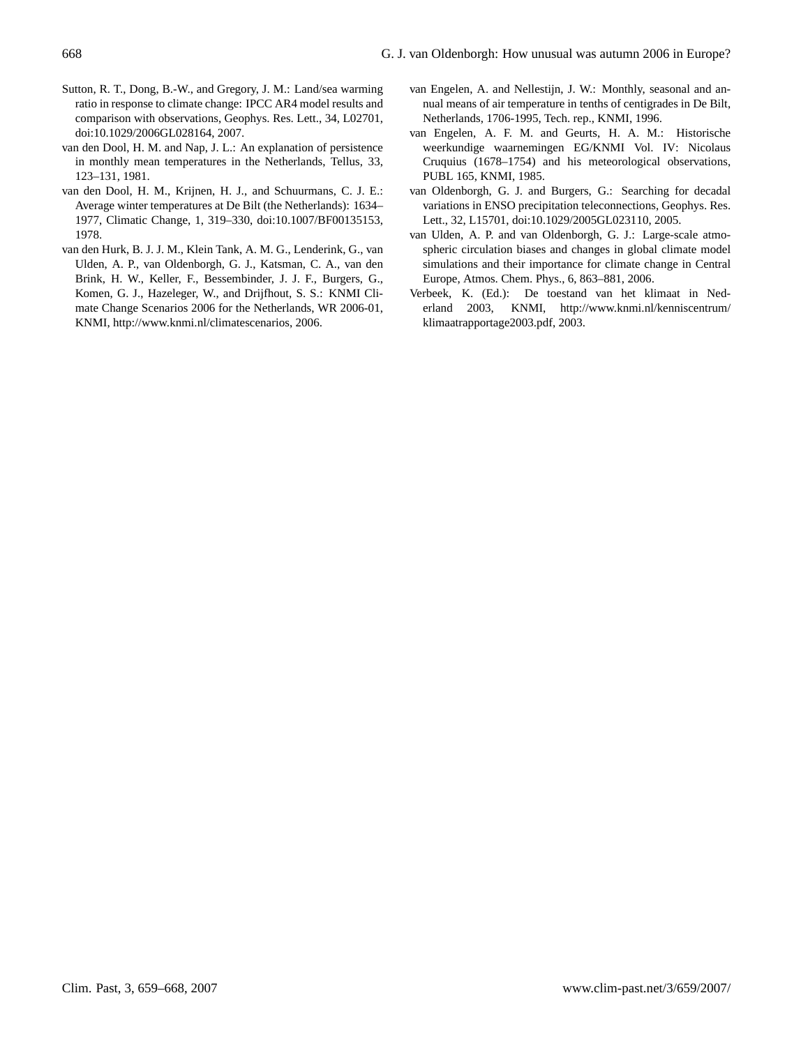Sutton, R. T., Dong, B.-W., and Gregory, J. M.: Land/sea warming ratio in response to climate change: IPCC AR4 model results and comparison with observations, Geophys. Res. Lett., 34, L02701, doi:10.1029/2006GL028164, 2007.

van den Dool, H. M. and Nap, J. L.: An explanation of persistence in monthly mean temperatures in the Netherlands, Tellus, 33, 123–131, 1981.

van den Dool, H. M., Krijnen, H. J., and Schuurmans, C. J. E.: Average winter temperatures at De Bilt (the Netherlands): 1634–1977, Climatic Change, 1, 319–330, doi:10.1007/BF00135153, 1978.

van den Hurk, B. J. J. M., Klein Tank, A. M. G., Lenderink, G., van Ulden, A. P., van Oldenborgh, G. J., Katsman, C. A., van den Brink, H. W., Keller, F., Bessembinder, J. J. F., Burgers, G., Komen, G. J., Hazeleger, W., and Drijfhout, S. S.: KNMI Climate Change Scenarios 2006 for the Netherlands, WR 2006-01, KNMI, http://www.knmi.nl/climatescenarios, 2006.

van Engelen, A. and Nellestijn, J. W.: Monthly, seasonal and annual means of air temperature in tenths of centigrades in De Bilt, Netherlands, 1706-1995, Tech. rep., KNMI, 1996.

van Engelen, A. F. M. and Geurts, H. A. M.: Historische weerkundige waarnemingen EG/KNMI Vol. IV: Nicolaus Cruquius (1678–1754) and his meteorological observations, PUBL 165, KNMI, 1985.

van Oldenborgh, G. J. and Burgers, G.: Searching for decadal variations in ENSO precipitation teleconnections, Geophys. Res. Lett., 32, L15701, doi:10.1029/2005GL023110, 2005.

van Ulden, A. P. and van Oldenborgh, G. J.: Large-scale atmospheric circulation biases and changes in global climate model simulations and their importance for climate change in Central Europe, Atmos. Chem. Phys., 6, 863–881, 2006.

Verbeek, K. (Ed.): De toestand van het klimaat in Nederland 2003, KNMI, http://www.knmi.nl/kenniscentrum/klimaatrapportage2003.pdf, 2003.